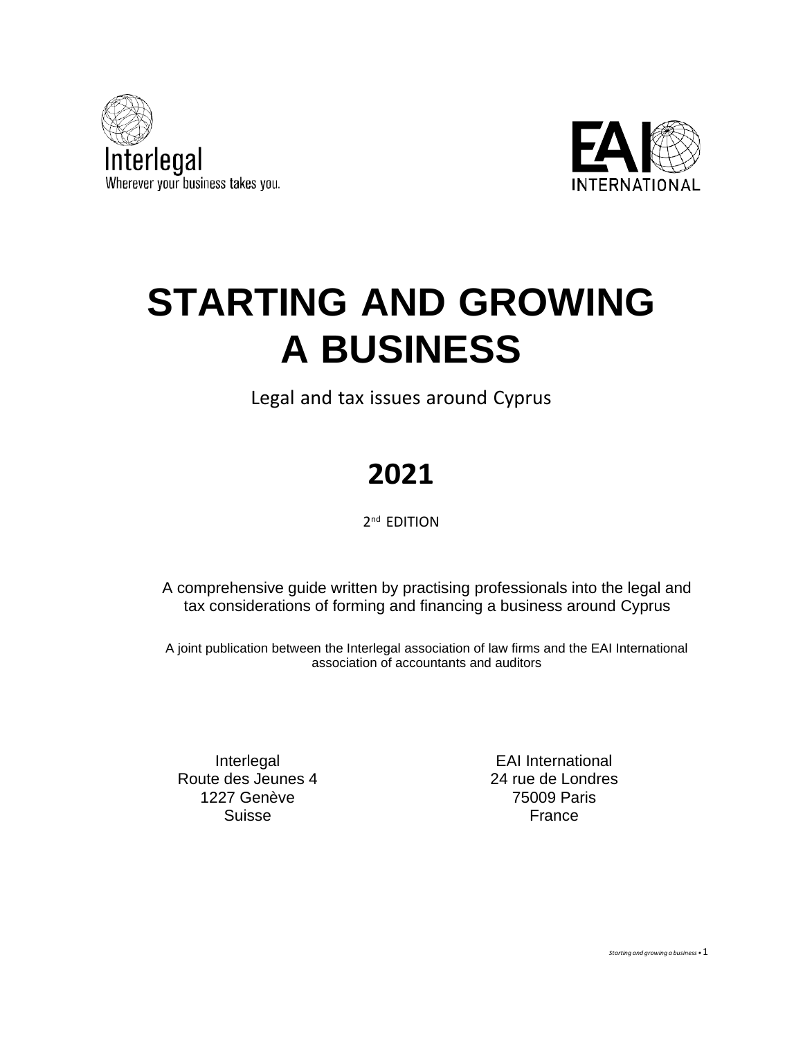Interlegal
Wherever your business takes you.

EAI INTERNATIONAL

# STARTING AND GROWING A BUSINESS

Legal and tax issues around Cyprus

## 2021

2nd EDITION

A comprehensive guide written by practising professionals into the legal and tax considerations of forming and financing a business around Cyprus

A joint publication between the Interlegal association of law firms and the EAI International association of accountants and auditors

Interlegal
Route des Jeunes 4
1227 Genève
Suisse

EAI International
24 rue de Londres
75009 Paris
France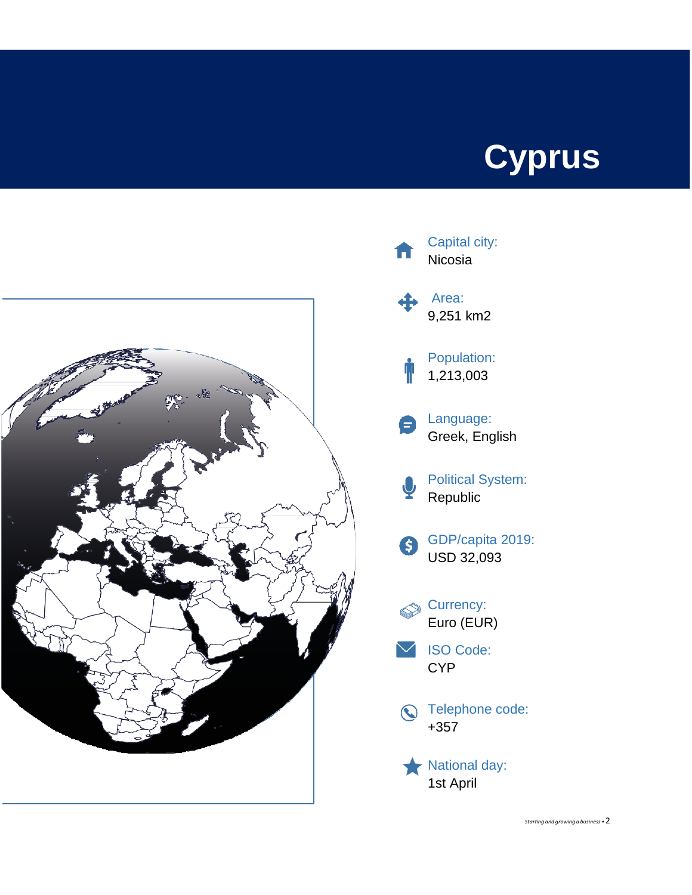# Cyprus

**Capital city:**
Nicosia

**Area:**
9,251 km2

**Population:**
1,213,003

**Language:**
Greek, English

**Political System:**
Republic

**GDP/capita 2019:**
USD 32,093

**Currency:**
Euro (EUR)

**ISO Code:**
CYP

**Telephone code:**
+357

**National day:**
1st April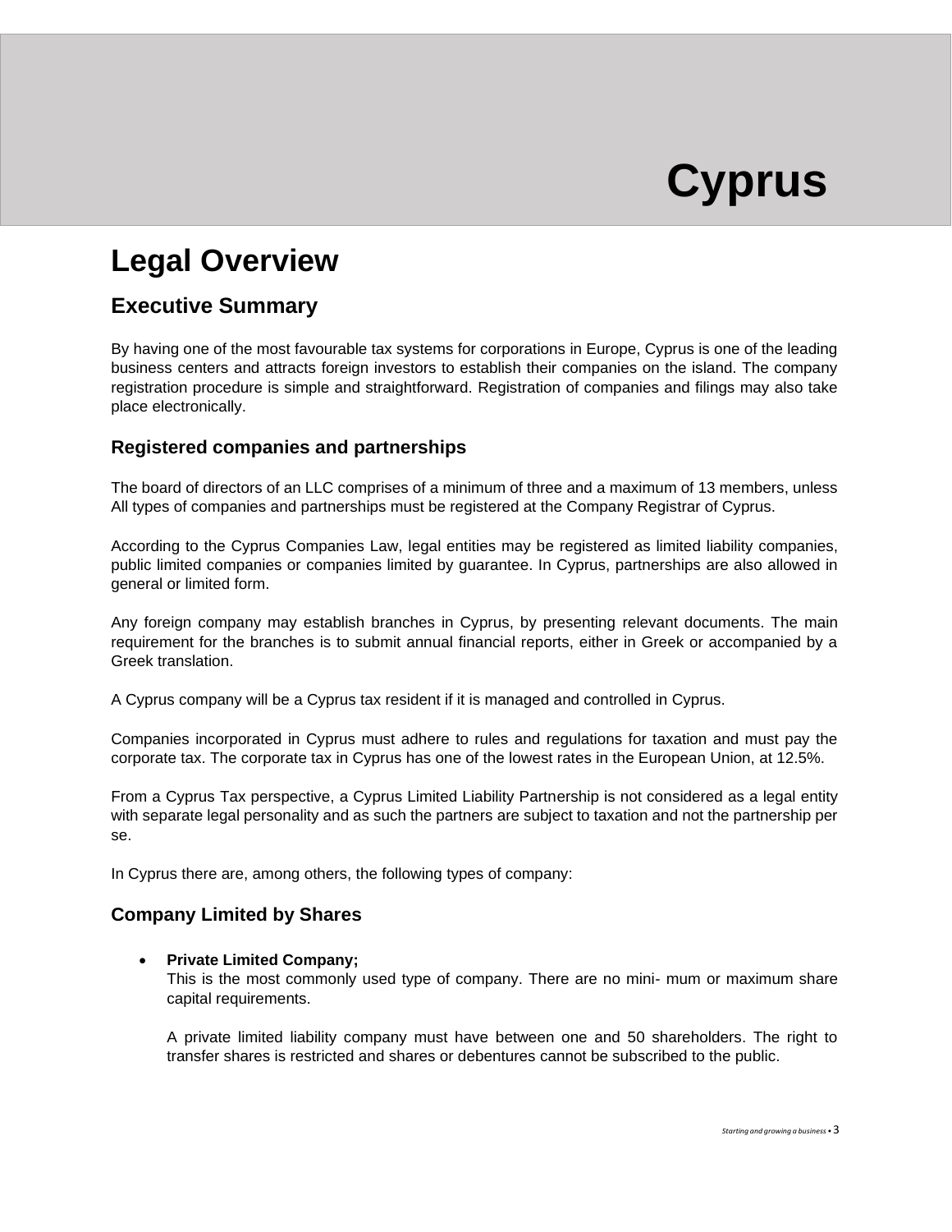# Cyprus

# Legal Overview

## Executive Summary

By having one of the most favourable tax systems for corporations in Europe, Cyprus is one of the leading business centers and attracts foreign investors to establish their companies on the island. The company registration procedure is simple and straightforward. Registration of companies and filings may also take place electronically.

### Registered companies and partnerships

The board of directors of an LLC comprises of a minimum of three and a maximum of 13 members, unless All types of companies and partnerships must be registered at the Company Registrar of Cyprus.

According to the Cyprus Companies Law, legal entities may be registered as limited liability companies, public limited companies or companies limited by guarantee. In Cyprus, partnerships are also allowed in general or limited form.

Any foreign company may establish branches in Cyprus, by presenting relevant documents. The main requirement for the branches is to submit annual financial reports, either in Greek or accompanied by a Greek translation.

A Cyprus company will be a Cyprus tax resident if it is managed and controlled in Cyprus.

Companies incorporated in Cyprus must adhere to rules and regulations for taxation and must pay the corporate tax. The corporate tax in Cyprus has one of the lowest rates in the European Union, at 12.5%.

From a Cyprus Tax perspective, a Cyprus Limited Liability Partnership is not considered as a legal entity with separate legal personality and as such the partners are subject to taxation and not the partnership per se.

In Cyprus there are, among others, the following types of company:

### Company Limited by Shares

- **Private Limited Company;**
  This is the most commonly used type of company. There are no mini- mum or maximum share capital requirements.

  A private limited liability company must have between one and 50 shareholders. The right to transfer shares is restricted and shares or debentures cannot be subscribed to the public.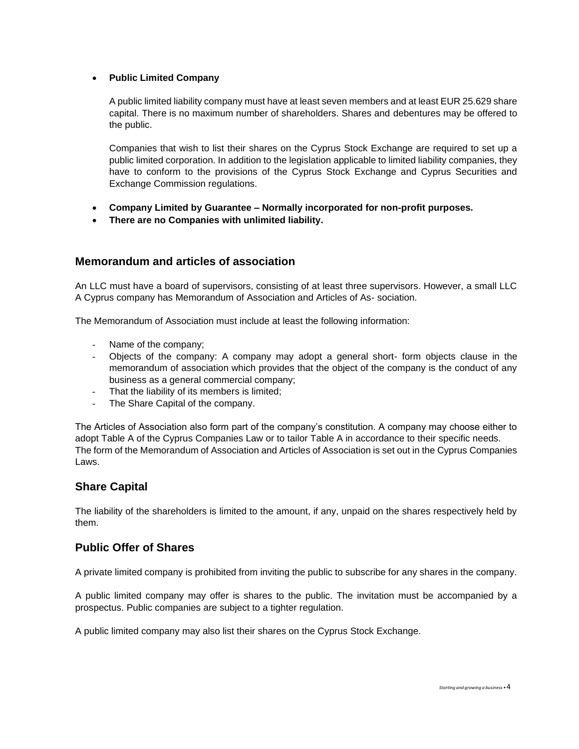- **Public Limited Company**

  A public limited liability company must have at least seven members and at least EUR 25.629 share capital. There is no maximum number of shareholders. Shares and debentures may be offered to the public.

  Companies that wish to list their shares on the Cyprus Stock Exchange are required to set up a public limited corporation. In addition to the legislation applicable to limited liability companies, they have to conform to the provisions of the Cyprus Stock Exchange and Cyprus Securities and Exchange Commission regulations.

- **Company Limited by Guarantee – Normally incorporated for non-profit purposes.**
- **There are no Companies with unlimited liability.**

## Memorandum and articles of association

An LLC must have a board of supervisors, consisting of at least three supervisors. However, a small LLC A Cyprus company has Memorandum of Association and Articles of As- sociation.

The Memorandum of Association must include at least the following information:

- Name of the company;
- Objects of the company: A company may adopt a general short- form objects clause in the memorandum of association which provides that the object of the company is the conduct of any business as a general commercial company;
- That the liability of its members is limited;
- The Share Capital of the company.

The Articles of Association also form part of the company's constitution. A company may choose either to adopt Table A of the Cyprus Companies Law or to tailor Table A in accordance to their specific needs. The form of the Memorandum of Association and Articles of Association is set out in the Cyprus Companies Laws.

## Share Capital

The liability of the shareholders is limited to the amount, if any, unpaid on the shares respectively held by them.

## Public Offer of Shares

A private limited company is prohibited from inviting the public to subscribe for any shares in the company.

A public limited company may offer is shares to the public. The invitation must be accompanied by a prospectus. Public companies are subject to a tighter regulation.

A public limited company may also list their shares on the Cyprus Stock Exchange.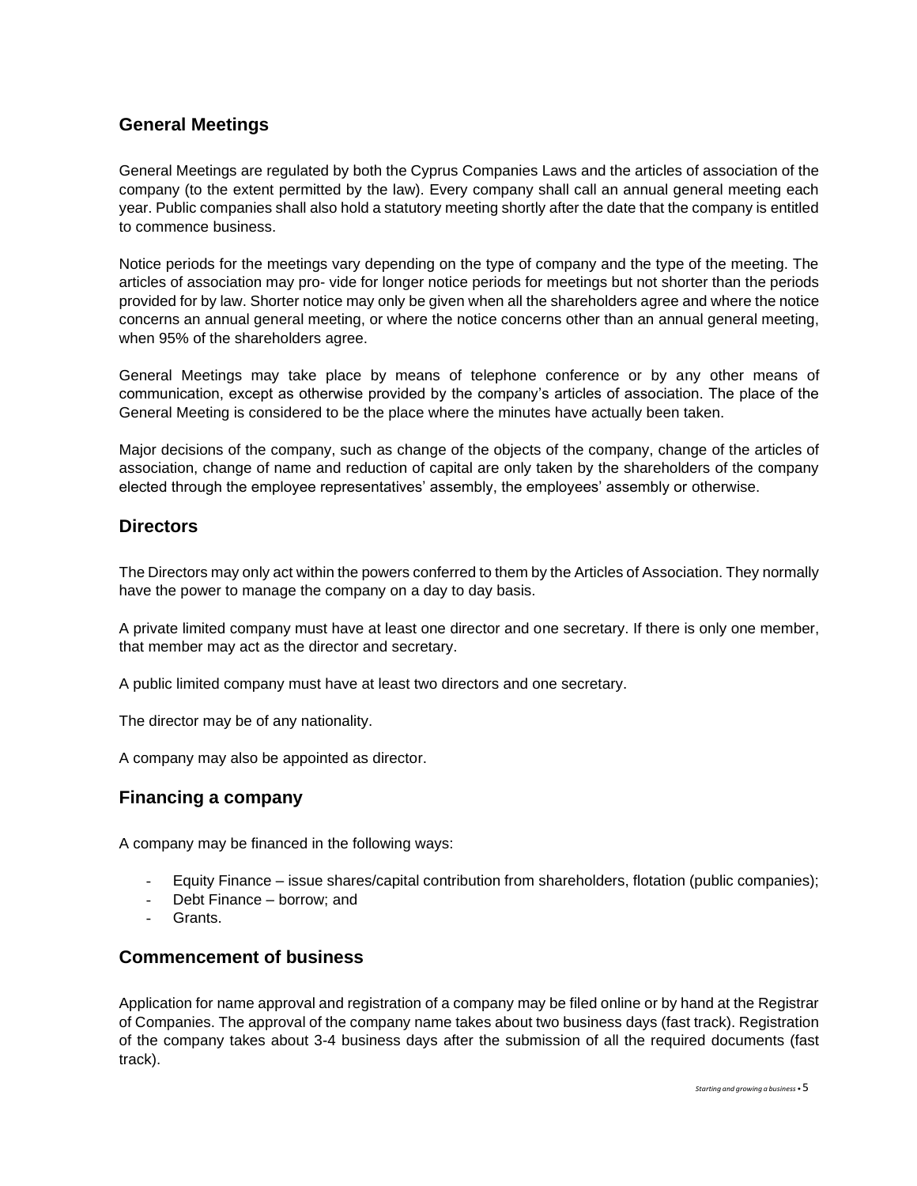## General Meetings

General Meetings are regulated by both the Cyprus Companies Laws and the articles of association of the company (to the extent permitted by the law). Every company shall call an annual general meeting each year. Public companies shall also hold a statutory meeting shortly after the date that the company is entitled to commence business.

Notice periods for the meetings vary depending on the type of company and the type of the meeting. The articles of association may pro- vide for longer notice periods for meetings but not shorter than the periods provided for by law. Shorter notice may only be given when all the shareholders agree and where the notice concerns an annual general meeting, or where the notice concerns other than an annual general meeting, when 95% of the shareholders agree.

General Meetings may take place by means of telephone conference or by any other means of communication, except as otherwise provided by the company's articles of association. The place of the General Meeting is considered to be the place where the minutes have actually been taken.

Major decisions of the company, such as change of the objects of the company, change of the articles of association, change of name and reduction of capital are only taken by the shareholders of the company elected through the employee representatives' assembly, the employees' assembly or otherwise.

## Directors

The Directors may only act within the powers conferred to them by the Articles of Association. They normally have the power to manage the company on a day to day basis.

A private limited company must have at least one director and one secretary. If there is only one member, that member may act as the director and secretary.

A public limited company must have at least two directors and one secretary.

The director may be of any nationality.

A company may also be appointed as director.

## Financing a company

A company may be financed in the following ways:

- Equity Finance – issue shares/capital contribution from shareholders, flotation (public companies);
- Debt Finance – borrow; and
- Grants.

## Commencement of business

Application for name approval and registration of a company may be filed online or by hand at the Registrar of Companies. The approval of the company name takes about two business days (fast track). Registration of the company takes about 3-4 business days after the submission of all the required documents (fast track).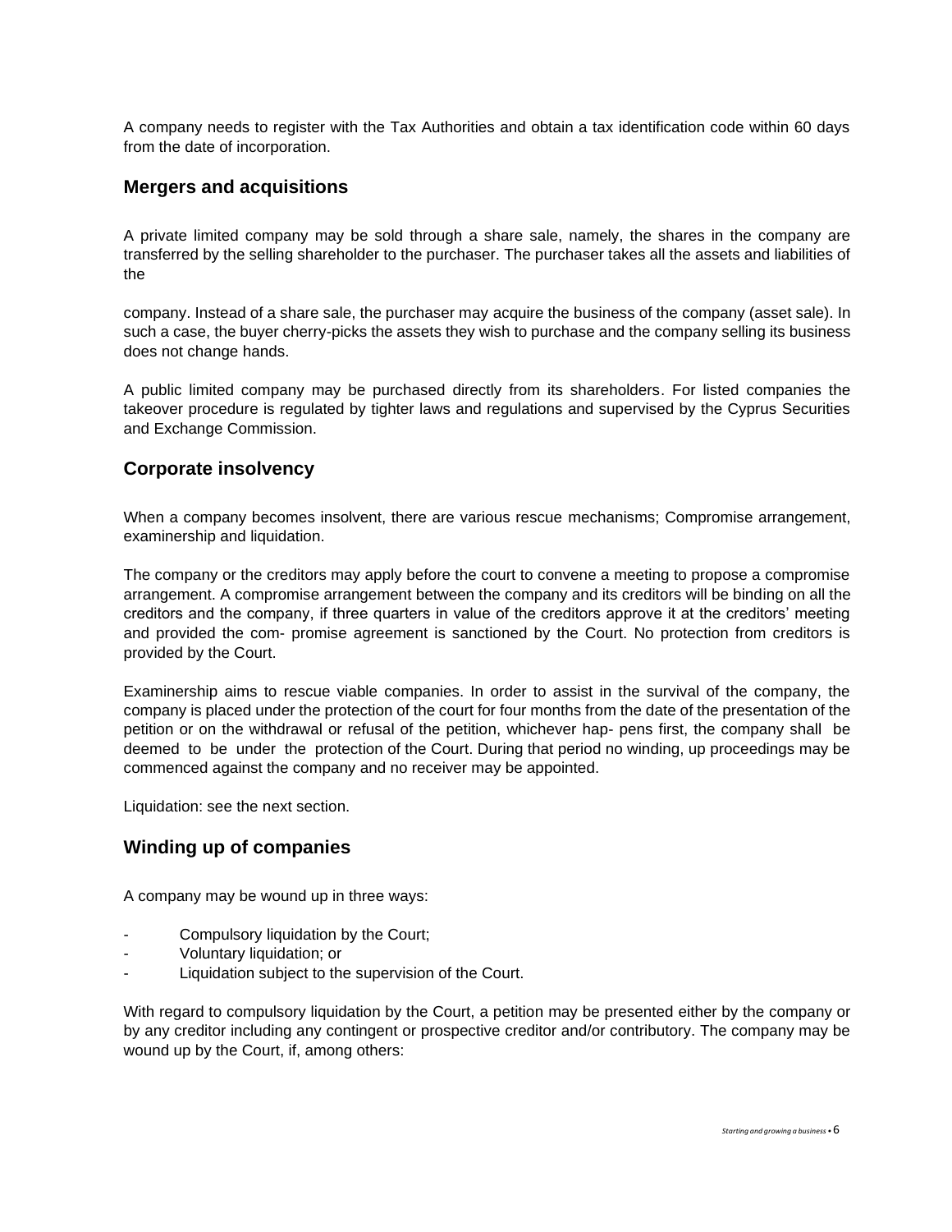A company needs to register with the Tax Authorities and obtain a tax identification code within 60 days from the date of incorporation.

## Mergers and acquisitions

A private limited company may be sold through a share sale, namely, the shares in the company are transferred by the selling shareholder to the purchaser. The purchaser takes all the assets and liabilities of the

company. Instead of a share sale, the purchaser may acquire the business of the company (asset sale). In such a case, the buyer cherry-picks the assets they wish to purchase and the company selling its business does not change hands.

A public limited company may be purchased directly from its shareholders. For listed companies the takeover procedure is regulated by tighter laws and regulations and supervised by the Cyprus Securities and Exchange Commission.

## Corporate insolvency

When a company becomes insolvent, there are various rescue mechanisms; Compromise arrangement, examinership and liquidation.

The company or the creditors may apply before the court to convene a meeting to propose a compromise arrangement. A compromise arrangement between the company and its creditors will be binding on all the creditors and the company, if three quarters in value of the creditors approve it at the creditors' meeting and provided the com- promise agreement is sanctioned by the Court. No protection from creditors is provided by the Court.

Examinership aims to rescue viable companies. In order to assist in the survival of the company, the company is placed under the protection of the court for four months from the date of the presentation of the petition or on the withdrawal or refusal of the petition, whichever hap- pens first, the company shall be deemed to be under the protection of the Court. During that period no winding, up proceedings may be commenced against the company and no receiver may be appointed.

Liquidation: see the next section.

## Winding up of companies

A company may be wound up in three ways:

- Compulsory liquidation by the Court;
- Voluntary liquidation; or
- Liquidation subject to the supervision of the Court.

With regard to compulsory liquidation by the Court, a petition may be presented either by the company or by any creditor including any contingent or prospective creditor and/or contributory. The company may be wound up by the Court, if, among others: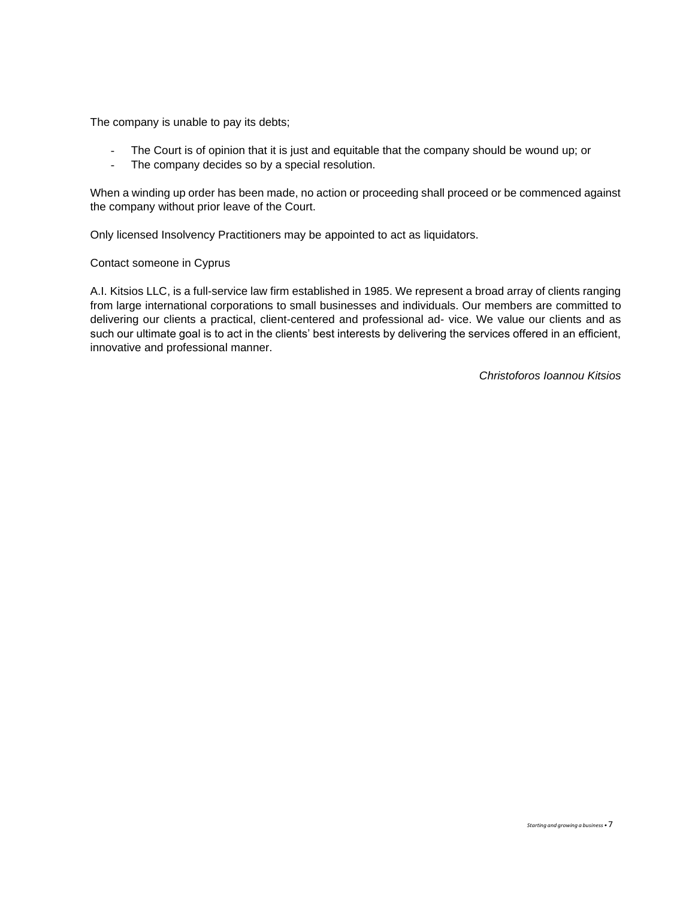The company is unable to pay its debts;

- The Court is of opinion that it is just and equitable that the company should be wound up; or
- The company decides so by a special resolution.

When a winding up order has been made, no action or proceeding shall proceed or be commenced against the company without prior leave of the Court.

Only licensed Insolvency Practitioners may be appointed to act as liquidators.

Contact someone in Cyprus

A.I. Kitsios LLC, is a full-service law firm established in 1985. We represent a broad array of clients ranging from large international corporations to small businesses and individuals. Our members are committed to delivering our clients a practical, client-centered and professional ad- vice. We value our clients and as such our ultimate goal is to act in the clients' best interests by delivering the services offered in an efficient, innovative and professional manner.

*Christoforos Ioannou Kitsios*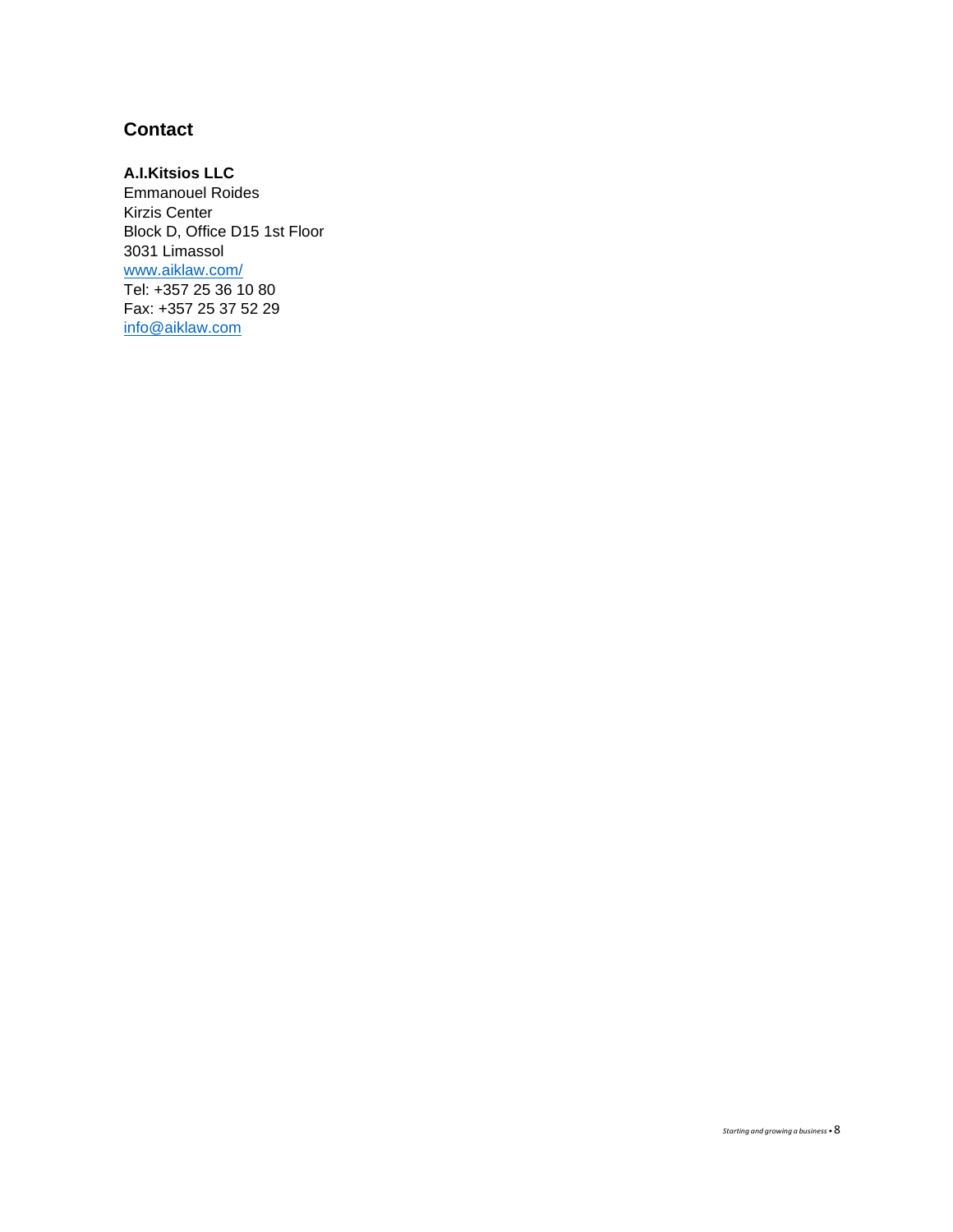## Contact

**A.I.Kitsios LLC**
Emmanouel Roides
Kirzis Center
Block D, Office D15 1st Floor
3031 Limassol
[www.aiklaw.com/](http://www.aiklaw.com/)
Tel: +357 25 36 10 80
Fax: +357 25 37 52 29
[info@aiklaw.com](mailto:info@aiklaw.com)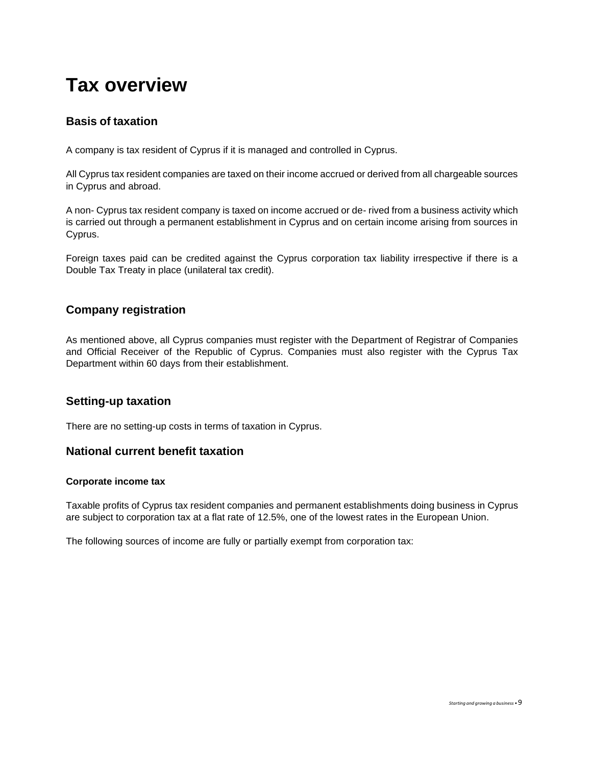# Tax overview

## Basis of taxation

A company is tax resident of Cyprus if it is managed and controlled in Cyprus.

All Cyprus tax resident companies are taxed on their income accrued or derived from all chargeable sources in Cyprus and abroad.

A non- Cyprus tax resident company is taxed on income accrued or de- rived from a business activity which is carried out through a permanent establishment in Cyprus and on certain income arising from sources in Cyprus.

Foreign taxes paid can be credited against the Cyprus corporation tax liability irrespective if there is a Double Tax Treaty in place (unilateral tax credit).

## Company registration

As mentioned above, all Cyprus companies must register with the Department of Registrar of Companies and Official Receiver of the Republic of Cyprus. Companies must also register with the Cyprus Tax Department within 60 days from their establishment.

## Setting-up taxation

There are no setting-up costs in terms of taxation in Cyprus.

## National current benefit taxation

### Corporate income tax

Taxable profits of Cyprus tax resident companies and permanent establishments doing business in Cyprus are subject to corporation tax at a flat rate of 12.5%, one of the lowest rates in the European Union.

The following sources of income are fully or partially exempt from corporation tax: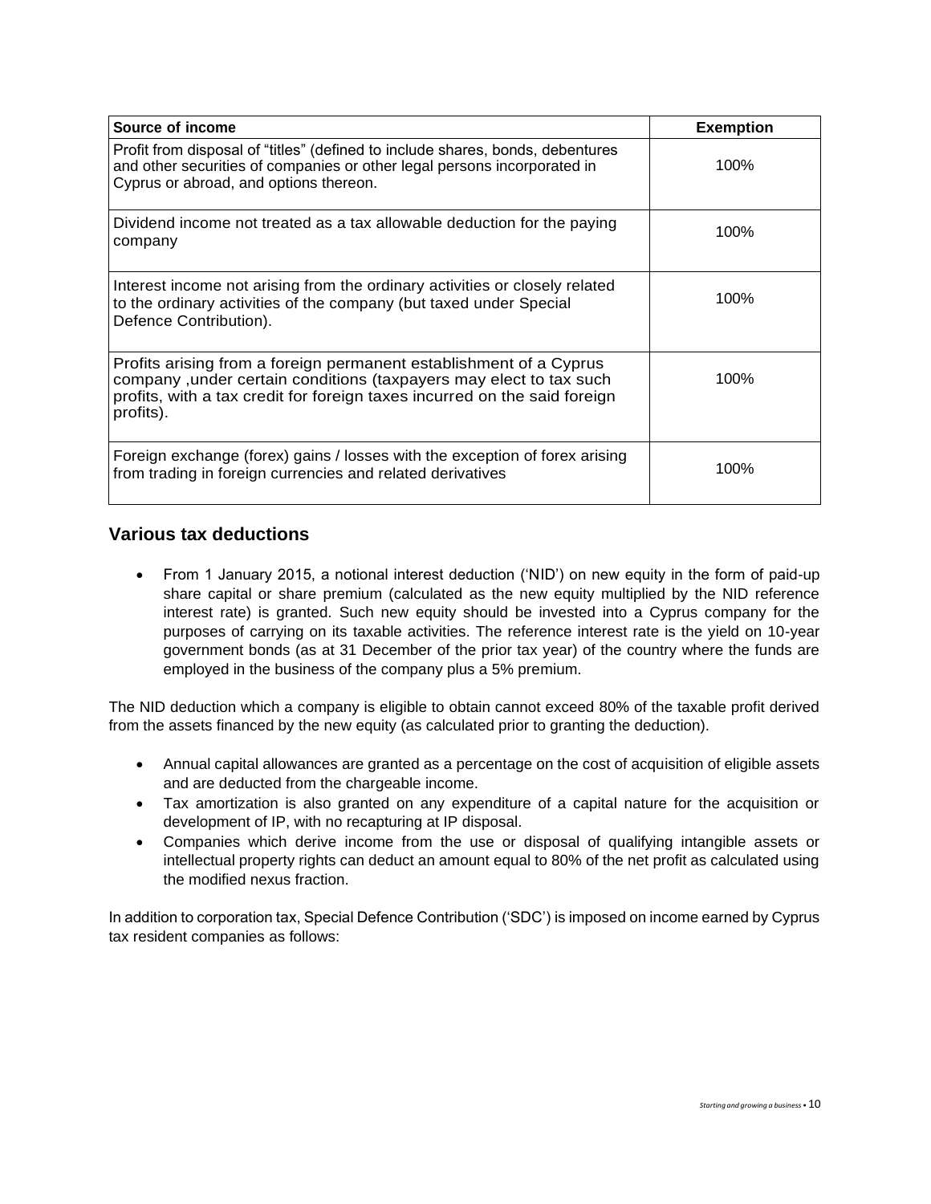| Source of income | Exemption |
|---|---|
| Profit from disposal of “titles” (defined to include shares, bonds, debentures and other securities of companies or other legal persons incorporated in Cyprus or abroad, and options thereon. | 100% |
| Dividend income not treated as a tax allowable deduction for the paying company | 100% |
| Interest income not arising from the ordinary activities or closely related to the ordinary activities of the company (but taxed under Special Defence Contribution). | 100% |
| Profits arising from a foreign permanent establishment of a Cyprus company ,under certain conditions (taxpayers may elect to tax such profits, with a tax credit for foreign taxes incurred on the said foreign profits). | 100% |
| Foreign exchange (forex) gains / losses with the exception of forex arising from trading in foreign currencies and related derivatives | 100% |

## Various tax deductions

- From 1 January 2015, a notional interest deduction (‘NID’) on new equity in the form of paid-up share capital or share premium (calculated as the new equity multiplied by the NID reference interest rate) is granted. Such new equity should be invested into a Cyprus company for the purposes of carrying on its taxable activities. The reference interest rate is the yield on 10-year government bonds (as at 31 December of the prior tax year) of the country where the funds are employed in the business of the company plus a 5% premium.

The NID deduction which a company is eligible to obtain cannot exceed 80% of the taxable profit derived from the assets financed by the new equity (as calculated prior to granting the deduction).

- Annual capital allowances are granted as a percentage on the cost of acquisition of eligible assets and are deducted from the chargeable income.
- Tax amortization is also granted on any expenditure of a capital nature for the acquisition or development of IP, with no recapturing at IP disposal.
- Companies which derive income from the use or disposal of qualifying intangible assets or intellectual property rights can deduct an amount equal to 80% of the net profit as calculated using the modified nexus fraction.

In addition to corporation tax, Special Defence Contribution (‘SDC’) is imposed on income earned by Cyprus tax resident companies as follows: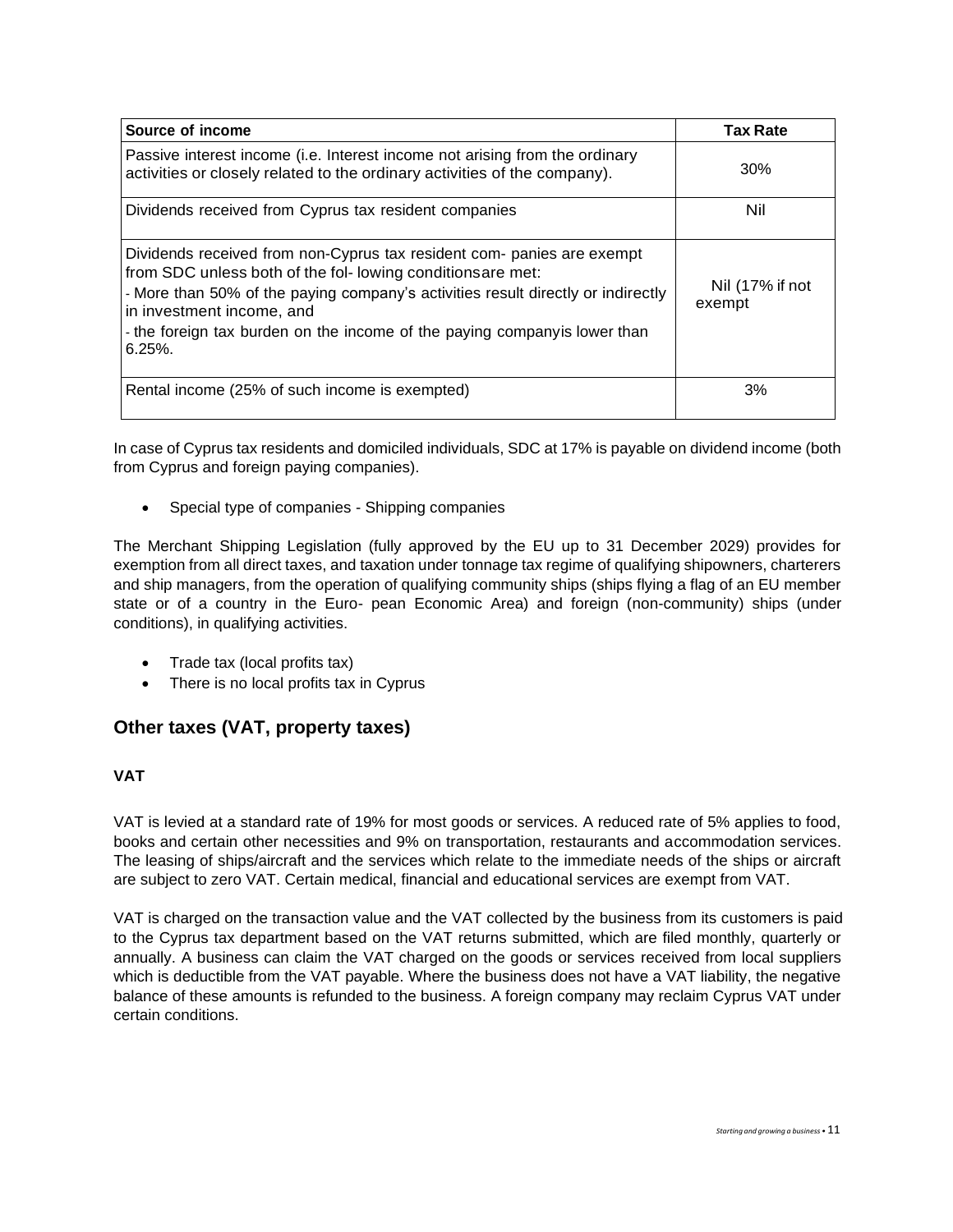| Source of income | Tax Rate |
| --- | --- |
| Passive interest income (i.e. Interest income not arising from the ordinary activities or closely related to the ordinary activities of the company). | 30% |
| Dividends received from Cyprus tax resident companies | Nil |
| Dividends received from non-Cyprus tax resident com- panies are exempt from SDC unless both of the fol- lowing conditionsare met:<br>- More than 50% of the paying company's activities result directly or indirectly in investment income, and<br>- the foreign tax burden on the income of the paying companyis lower than 6.25%. | Nil (17% if not exempt |
| Rental income (25% of such income is exempted) | 3% |

In case of Cyprus tax residents and domiciled individuals, SDC at 17% is payable on dividend income (both from Cyprus and foreign paying companies).

- Special type of companies - Shipping companies

The Merchant Shipping Legislation (fully approved by the EU up to 31 December 2029) provides for exemption from all direct taxes, and taxation under tonnage tax regime of qualifying shipowners, charterers and ship managers, from the operation of qualifying community ships (ships flying a flag of an EU member state or of a country in the Euro- pean Economic Area) and foreign (non-community) ships (under conditions), in qualifying activities.

- Trade tax (local profits tax)
- There is no local profits tax in Cyprus

## Other taxes (VAT, property taxes)

### VAT

VAT is levied at a standard rate of 19% for most goods or services. A reduced rate of 5% applies to food, books and certain other necessities and 9% on transportation, restaurants and accommodation services. The leasing of ships/aircraft and the services which relate to the immediate needs of the ships or aircraft are subject to zero VAT. Certain medical, financial and educational services are exempt from VAT.

VAT is charged on the transaction value and the VAT collected by the business from its customers is paid to the Cyprus tax department based on the VAT returns submitted, which are filed monthly, quarterly or annually. A business can claim the VAT charged on the goods or services received from local suppliers which is deductible from the VAT payable. Where the business does not have a VAT liability, the negative balance of these amounts is refunded to the business. A foreign company may reclaim Cyprus VAT under certain conditions.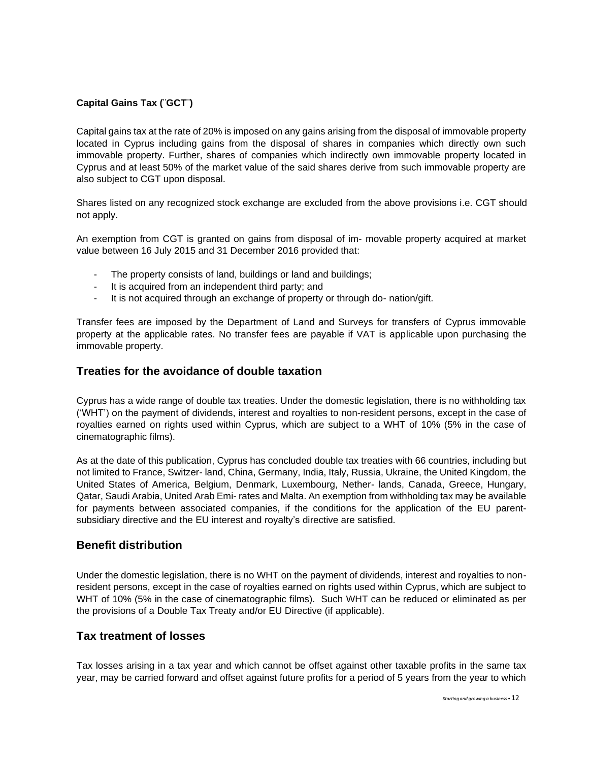**Capital Gains Tax (¨GCT¨)**

Capital gains tax at the rate of 20% is imposed on any gains arising from the disposal of immovable property located in Cyprus including gains from the disposal of shares in companies which directly own such immovable property. Further, shares of companies which indirectly own immovable property located in Cyprus and at least 50% of the market value of the said shares derive from such immovable property are also subject to CGT upon disposal.

Shares listed on any recognized stock exchange are excluded from the above provisions i.e. CGT should not apply.

An exemption from CGT is granted on gains from disposal of im- movable property acquired at market value between 16 July 2015 and 31 December 2016 provided that:

- The property consists of land, buildings or land and buildings;
- It is acquired from an independent third party; and
- It is not acquired through an exchange of property or through do- nation/gift.

Transfer fees are imposed by the Department of Land and Surveys for transfers of Cyprus immovable property at the applicable rates. No transfer fees are payable if VAT is applicable upon purchasing the immovable property.

## Treaties for the avoidance of double taxation

Cyprus has a wide range of double tax treaties. Under the domestic legislation, there is no withholding tax ('WHT') on the payment of dividends, interest and royalties to non-resident persons, except in the case of royalties earned on rights used within Cyprus, which are subject to a WHT of 10% (5% in the case of cinematographic films).

As at the date of this publication, Cyprus has concluded double tax treaties with 66 countries, including but not limited to France, Switzer- land, China, Germany, India, Italy, Russia, Ukraine, the United Kingdom, the United States of America, Belgium, Denmark, Luxembourg, Nether- lands, Canada, Greece, Hungary, Qatar, Saudi Arabia, United Arab Emi- rates and Malta. An exemption from withholding tax may be available for payments between associated companies, if the conditions for the application of the EU parent-subsidiary directive and the EU interest and royalty's directive are satisfied.

## Benefit distribution

Under the domestic legislation, there is no WHT on the payment of dividends, interest and royalties to non-resident persons, except in the case of royalties earned on rights used within Cyprus, which are subject to WHT of 10% (5% in the case of cinematographic films). Such WHT can be reduced or eliminated as per the provisions of a Double Tax Treaty and/or EU Directive (if applicable).

## Tax treatment of losses

Tax losses arising in a tax year and which cannot be offset against other taxable profits in the same tax year, may be carried forward and offset against future profits for a period of 5 years from the year to which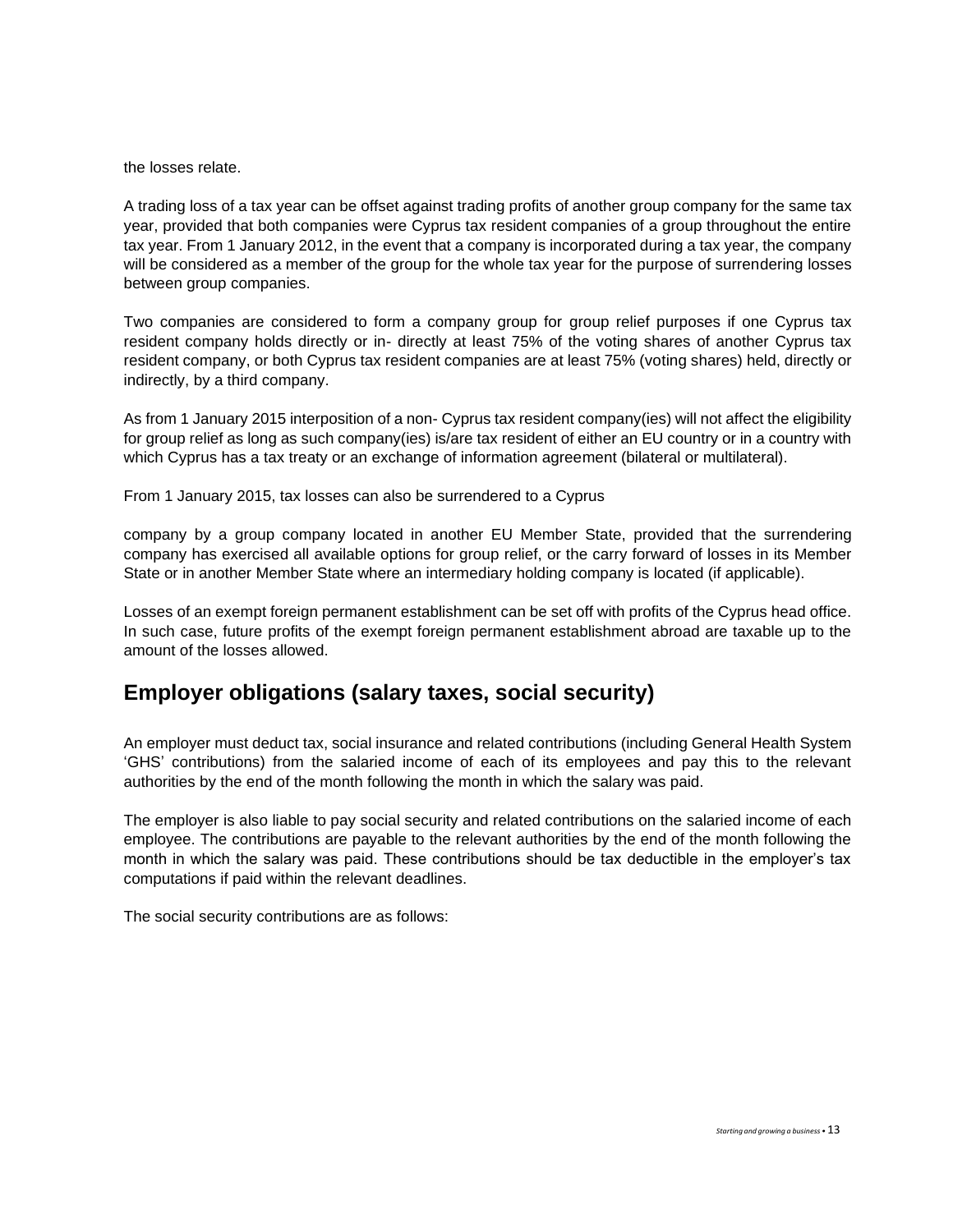the losses relate.

A trading loss of a tax year can be offset against trading profits of another group company for the same tax year, provided that both companies were Cyprus tax resident companies of a group throughout the entire tax year. From 1 January 2012, in the event that a company is incorporated during a tax year, the company will be considered as a member of the group for the whole tax year for the purpose of surrendering losses between group companies.

Two companies are considered to form a company group for group relief purposes if one Cyprus tax resident company holds directly or in- directly at least 75% of the voting shares of another Cyprus tax resident company, or both Cyprus tax resident companies are at least 75% (voting shares) held, directly or indirectly, by a third company.

As from 1 January 2015 interposition of a non- Cyprus tax resident company(ies) will not affect the eligibility for group relief as long as such company(ies) is/are tax resident of either an EU country or in a country with which Cyprus has a tax treaty or an exchange of information agreement (bilateral or multilateral).

From 1 January 2015, tax losses can also be surrendered to a Cyprus

company by a group company located in another EU Member State, provided that the surrendering company has exercised all available options for group relief, or the carry forward of losses in its Member State or in another Member State where an intermediary holding company is located (if applicable).

Losses of an exempt foreign permanent establishment can be set off with profits of the Cyprus head office. In such case, future profits of the exempt foreign permanent establishment abroad are taxable up to the amount of the losses allowed.

## Employer obligations (salary taxes, social security)

An employer must deduct tax, social insurance and related contributions (including General Health System 'GHS' contributions) from the salaried income of each of its employees and pay this to the relevant authorities by the end of the month following the month in which the salary was paid.

The employer is also liable to pay social security and related contributions on the salaried income of each employee. The contributions are payable to the relevant authorities by the end of the month following the month in which the salary was paid. These contributions should be tax deductible in the employer's tax computations if paid within the relevant deadlines.

The social security contributions are as follows: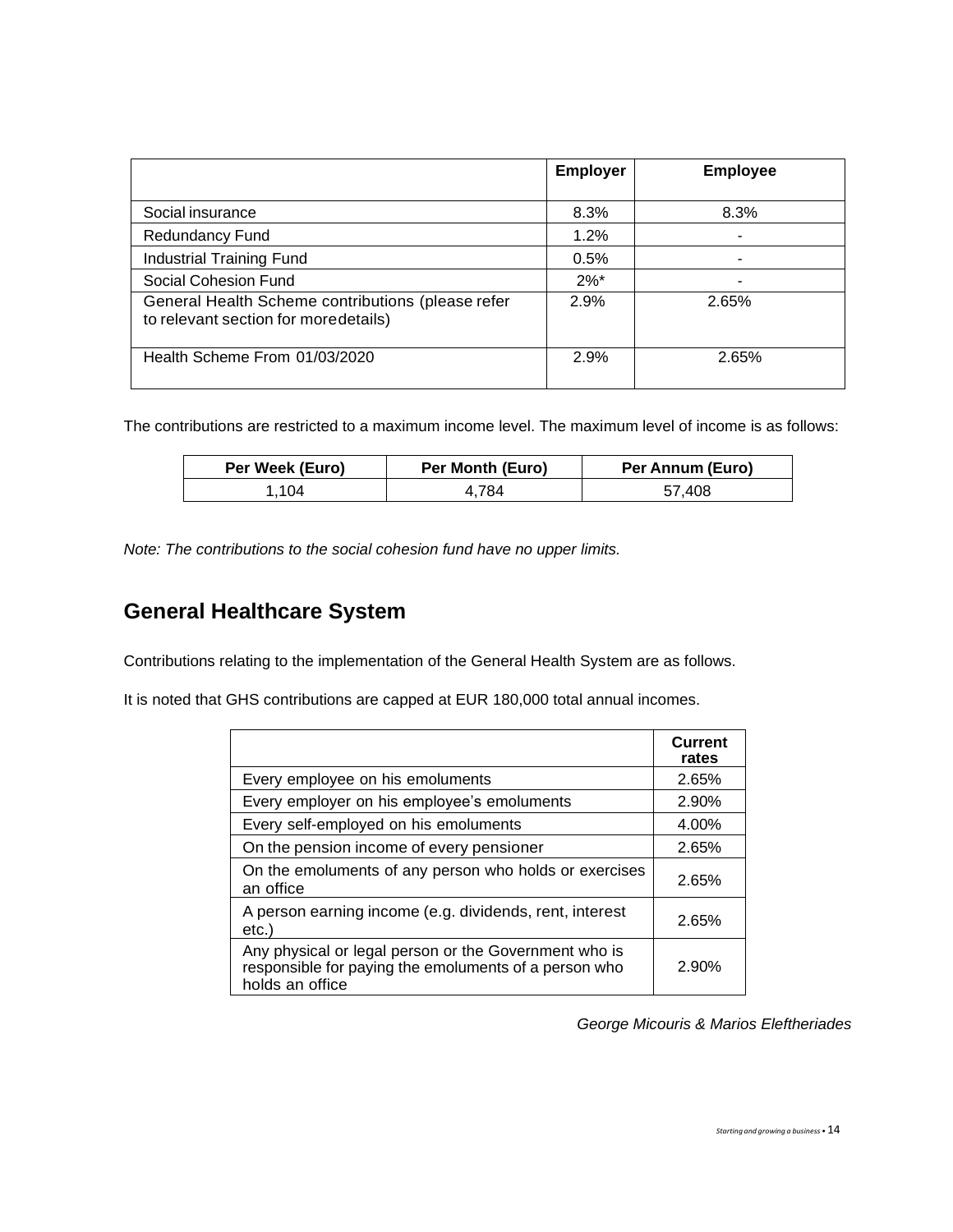| | Employer | Employee |
|---|---|---|
| Social insurance | 8.3% | 8.3% |
| Redundancy Fund | 1.2% | - |
| Industrial Training Fund | 0.5% | - |
| Social Cohesion Fund | 2%* | - |
| General Health Scheme contributions (please refer to relevant section for moredetails) | 2.9% | 2.65% |
| Health Scheme From 01/03/2020 | 2.9% | 2.65% |

The contributions are restricted to a maximum income level. The maximum level of income is as follows:

| Per Week (Euro) | Per Month (Euro) | Per Annum (Euro) |
|---|---|---|
| 1,104 | 4,784 | 57,408 |

*Note: The contributions to the social cohesion fund have no upper limits.*

## General Healthcare System

Contributions relating to the implementation of the General Health System are as follows.

It is noted that GHS contributions are capped at EUR 180,000 total annual incomes.

| | Current rates |
|---|---|
| Every employee on his emoluments | 2.65% |
| Every employer on his employee's emoluments | 2.90% |
| Every self-employed on his emoluments | 4.00% |
| On the pension income of every pensioner | 2.65% |
| On the emoluments of any person who holds or exercises an office | 2.65% |
| A person earning income (e.g. dividends, rent, interest etc.) | 2.65% |
| Any physical or legal person or the Government who is responsible for paying the emoluments of a person who holds an office | 2.90% |

*George Micouris & Marios Eleftheriades*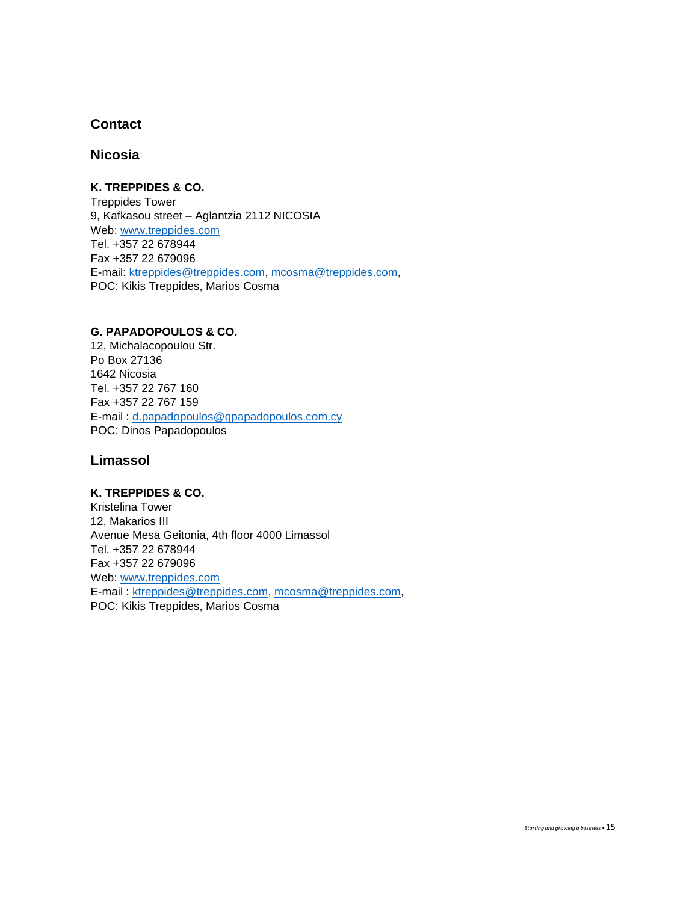## Contact

### Nicosia

**K. TREPPIDES & CO.**
Treppides Tower
9, Kafkasou street – Aglantzia 2112 NICOSIA
Web: www.treppides.com
Tel. +357 22 678944
Fax +357 22 679096
E-mail: ktreppides@treppides.com, mcosma@treppides.com,
POC: Kikis Treppides, Marios Cosma

**G. PAPADOPOULOS & CO.**
12, Michalacopoulou Str.
Po Box 27136
1642 Nicosia
Tel. +357 22 767 160
Fax +357 22 767 159
E-mail : d.papadopoulos@gpapadopoulos.com.cy
POC: Dinos Papadopoulos

### Limassol

**K. TREPPIDES & CO.**
Kristelina Tower
12, Makarios III
Avenue Mesa Geitonia, 4th floor 4000 Limassol
Tel. +357 22 678944
Fax +357 22 679096
Web: www.treppides.com
E-mail : ktreppides@treppides.com, mcosma@treppides.com,
POC: Kikis Treppides, Marios Cosma